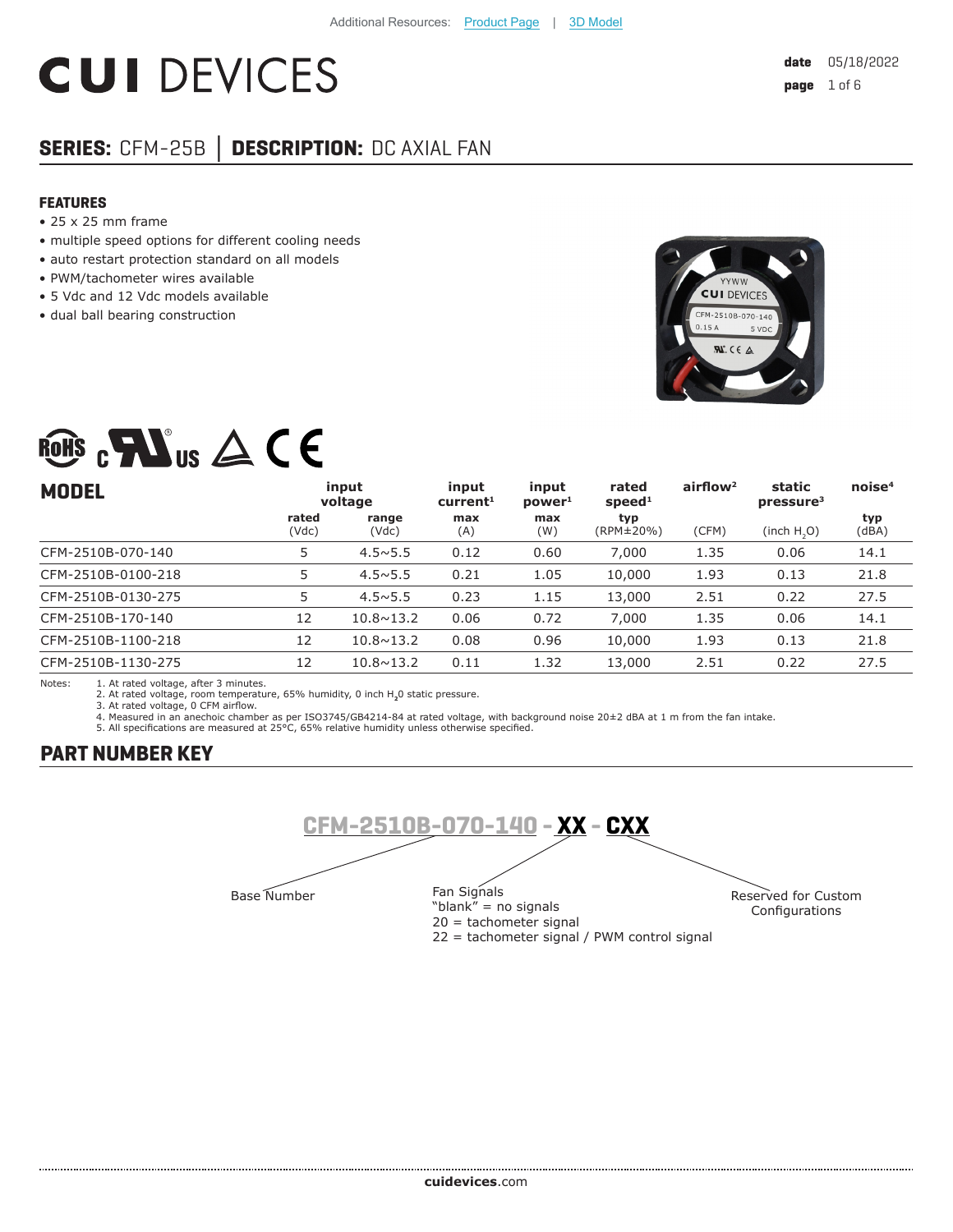Additional Resources: Product Page | 3D Model

# CUI DEVICES

**date** 05/18/2022

## SERIES: CFM-25B | DESCRIPTION: DC AXIAL FAN

### FEATURES

- 25 x 25 mm frame
- multiple speed options for different cooling needs
- auto restart protection standard on all models
- PWM/tachometer wires available
- 5 Vdc and 12 Vdc models available
- dual ball bearing construction

| MODEL | input voltage | | input current[1] | input power[1] | rated speed[1] | airflow[2] | static pressure[3] | noise[4] |
|---|---|---|---|---|---|---|---|---|
| | rated (Vdc) | range (Vdc) | max (A) | max (W) | typ (RPM±20%) | (CFM) | (inch $H_2O$) | typ (dBA) |
| CFM-2510B-070-140 | 5 | 4.5~5.5 | 0.12 | 0.60 | 7,000 | 1.35 | 0.06 | 14.1 |
| CFM-2510B-0100-218 | 5 | 4.5~5.5 | 0.21 | 1.05 | 10,000 | 1.93 | 0.13 | 21.8 |
| CFM-2510B-0130-275 | 5 | 4.5~5.5 | 0.23 | 1.15 | 13,000 | 2.51 | 0.22 | 27.5 |
| CFM-2510B-170-140 | 12 | 10.8~13.2 | 0.06 | 0.72 | 7,000 | 1.35 | 0.06 | 14.1 |
| CFM-2510B-1100-218 | 12 | 10.8~13.2 | 0.08 | 0.96 | 10,000 | 1.93 | 0.13 | 21.8 |
| CFM-2510B-1130-275 | 12 | 10.8~13.2 | 0.11 | 1.32 | 13,000 | 2.51 | 0.22 | 27.5 |

Notes:
1. At rated voltage, after 3 minutes.
2. At rated voltage, room temperature, 65% humidity, 0 inch $H_2O$ static pressure.
3. At rated voltage, 0 CFM airflow.
4. Measured in an anechoic chamber as per ISO3745/GB4214-84 at rated voltage, with background noise 20±2 dBA at 1 m from the fan intake.
5. All specifications are measured at 25°C, 65% relative humidity unless otherwise specified.

## PART NUMBER KEY

**CFM-2510B-070-140 - XX - CXX**

- Base Number: CFM-2510B-070-140
- Fan Signals (XX):
  - "blank" = no signals
  - 20 = tachometer signal
  - 22 = tachometer signal / PWM control signal
- Reserved for Custom Configurations (CXX)

cuidevices.com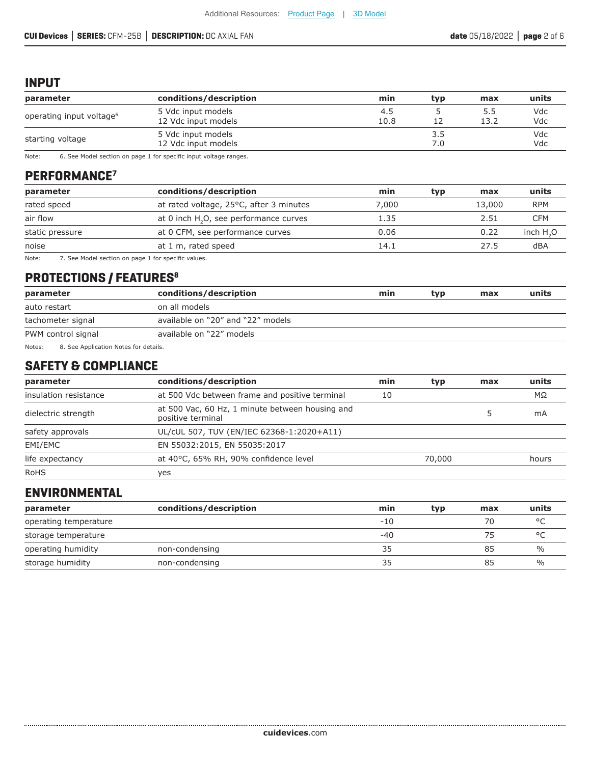## INPUT

| parameter | conditions/description | min | typ | max | units |
|---|---|---|---|---|---|
| operating input voltage[6] | 5 Vdc input models<br>12 Vdc input models | 4.5<br>10.8 | 5<br>12 | 5.5<br>13.2 | Vdc<br>Vdc |
| starting voltage | 5 Vdc input models<br>12 Vdc input models | | 3.5<br>7.0 | | Vdc<br>Vdc |

Note: 6. See Model section on page 1 for specific input voltage ranges.

## PERFORMANCE[7]

| parameter | conditions/description | min | typ | max | units |
|---|---|---|---|---|---|
| rated speed | at rated voltage, 25°C, after 3 minutes | 7,000 | | 13,000 | RPM |
| air flow | at 0 inch $H_2O$, see performance curves | 1.35 | | 2.51 | CFM |
| static pressure | at 0 CFM, see performance curves | 0.06 | | 0.22 | inch $H_2O$ |
| noise | at 1 m, rated speed | 14.1 | | 27.5 | dBA |

Note: 7. See Model section on page 1 for specific values.

## PROTECTIONS / FEATURES[8]

| parameter | conditions/description | min | typ | max | units |
|---|---|---|---|---|---|
| auto restart | on all models | | | | |
| tachometer signal | available on "20" and "22" models | | | | |
| PWM control signal | available on "22" models | | | | |

Notes: 8. See Application Notes for details.

## SAFETY & COMPLIANCE

| parameter | conditions/description | min | typ | max | units |
|---|---|---|---|---|---|
| insulation resistance | at 500 Vdc between frame and positive terminal | 10 | | | MΩ |
| dielectric strength | at 500 Vac, 60 Hz, 1 minute between housing and positive terminal | | | 5 | mA |
| safety approvals | UL/cUL 507, TUV (EN/IEC 62368-1:2020+A11) | | | | |
| EMI/EMC | EN 55032:2015, EN 55035:2017 | | | | |
| life expectancy | at 40°C, 65% RH, 90% confidence level | | 70,000 | | hours |
| RoHS | yes | | | | |

## ENVIRONMENTAL

| parameter | conditions/description | min | typ | max | units |
|---|---|---|---|---|---|
| operating temperature | | -10 | | 70 | °C |
| storage temperature | | -40 | | 75 | °C |
| operating humidity | non-condensing | 35 | | 85 | % |
| storage humidity | non-condensing | 35 | | 85 | % |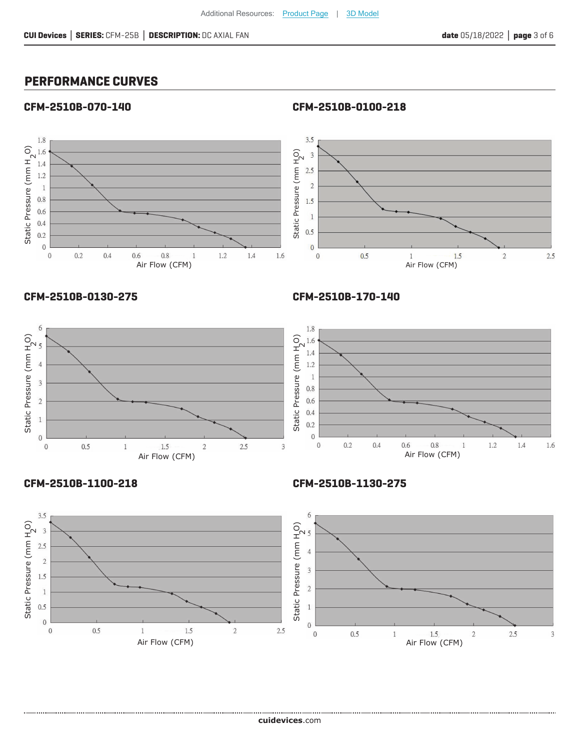## PERFORMANCE CURVES

### CFM-2510B-070-140

Static Pressure (mm $H_2O$)

Air Flow (CFM)

### CFM-2510B-0100-218

Static Pressure (mm $H_2O$)

Air Flow (CFM)

### CFM-2510B-0130-275

Static Pressure (mm $H_2O$)

Air Flow (CFM)

### CFM-2510B-170-140

Static Pressure (mm $H_2O$)

Air Flow (CFM)

### CFM-2510B-1100-218

Static Pressure (mm $H_2O$)

Air Flow (CFM)

### CFM-2510B-1130-275

Static Pressure (mm $H_2O$)

Air Flow (CFM)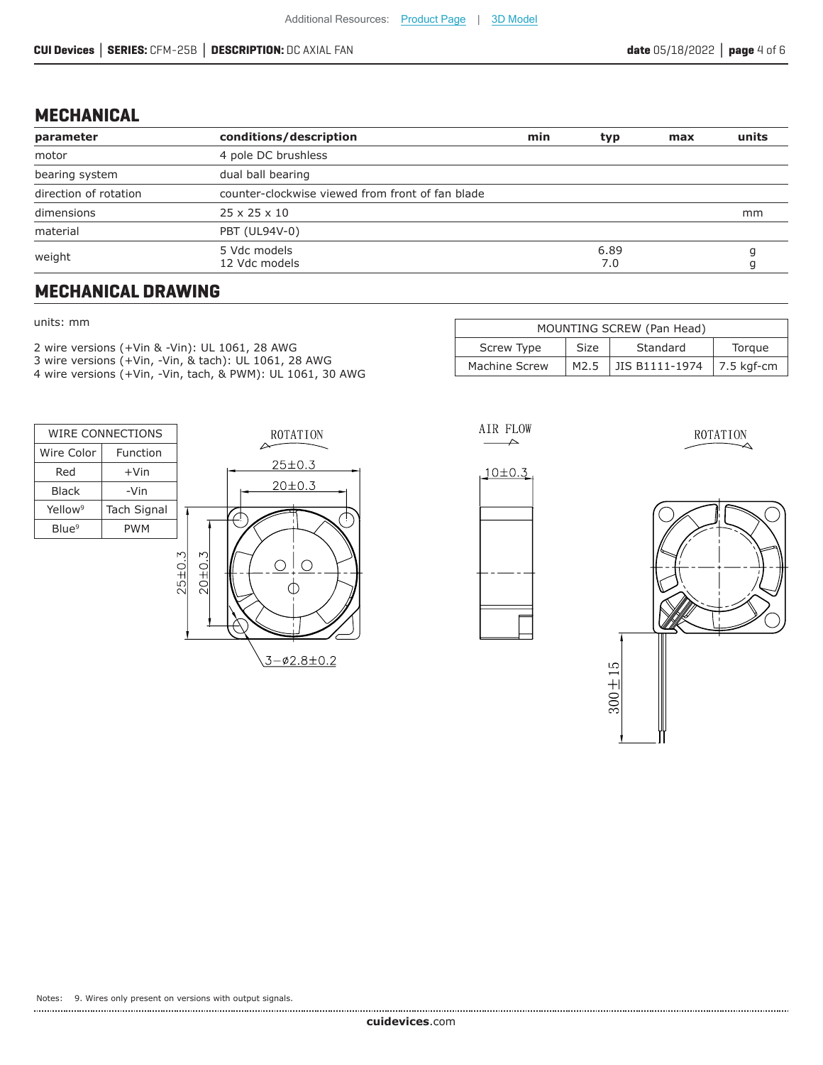Additional Resources: Product Page | 3D Model

## MECHANICAL

| parameter | conditions/description | min | typ | max | units |
|---|---|---|---|---|---|
| motor | 4 pole DC brushless | | | | |
| bearing system | dual ball bearing | | | | |
| direction of rotation | counter-clockwise viewed from front of fan blade | | | | |
| dimensions | 25 x 25 x 10 | | | | mm |
| material | PBT (UL94V-0) | | | | |
| weight | 5 Vdc models<br>12 Vdc models | | 6.89<br>7.0 | | g<br>g |

## MECHANICAL DRAWING

units: mm

2 wire versions (+Vin & -Vin): UL 1061, 28 AWG
3 wire versions (+Vin, -Vin, & tach): UL 1061, 28 AWG
4 wire versions (+Vin, -Vin, tach, & PWM): UL 1061, 30 AWG

| MOUNTING SCREW (Pan Head) | | | |
|---|---|---|---|
| Screw Type | Size | Standard | Torque |
| Machine Screw | M2.5 | JIS B1111-1974 | 7.5 kgf-cm |

| WIRE CONNECTIONS | |
|---|---|
| Wire Color | Function |
| Red | +Vin |
| Black | -Vin |
| Yellow[9] | Tach Signal |
| Blue[9] | PWM |

ROTATION

25±0.3

20±0.3

3−ø2.8±0.2

AIR FLOW

10±0.3

300±15

Notes: 9. Wires only present on versions with output signals.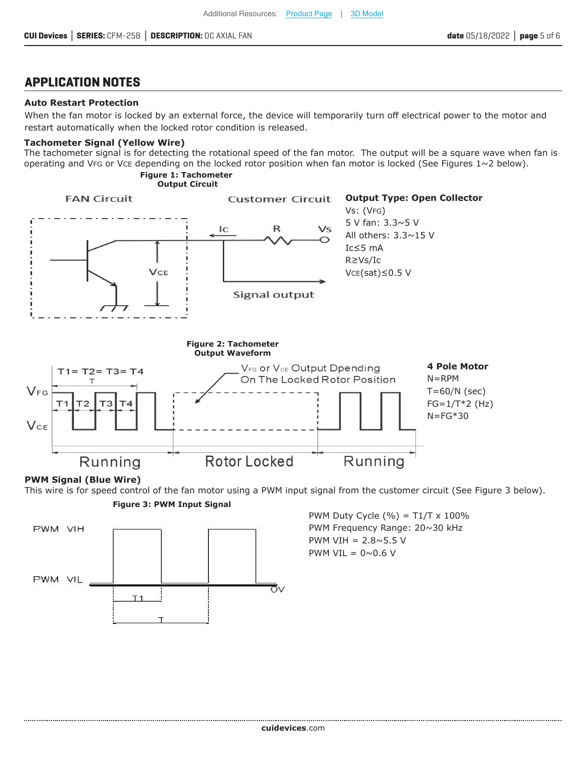## APPLICATION NOTES

### Auto Restart Protection

When the fan motor is locked by an external force, the device will temporarily turn off electrical power to the motor and restart automatically when the locked rotor condition is released.

### Tachometer Signal (Yellow Wire)

The tachometer signal is for detecting the rotational speed of the fan motor. The output will be a square wave when fan is operating and $V_{FG}$ or $V_{CE}$ depending on the locked rotor position when fan motor is locked (See Figures 1~2 below).

**Figure 1: Tachometer Output Circuit**

FAN Circuit | Customer Circuit | Ic | R | Vs | $V_{CE}$ | Signal output

**Output Type: Open Collector**

Vs: ($V_{FG}$)
5 V fan: 3.3~5 V
All others: 3.3~15 V
Ic≤5 mA
R≥Vs/Ic
$V_{CE}$(sat)≤0.5 V

**Figure 2: Tachometer Output Waveform**

T1= T2= T3= T4 | T | $V_{FG}$ | $V_{CE}$ | T1 T2 T3 T4 | $V_{FG}$ or $V_{CE}$ Output Dpending On The Locked Rotor Position | Running | Rotor Locked | Running

**4 Pole Motor**
N=RPM
T=60/N (sec)
FG=1/T*2 (Hz)
N=FG*30

### PWM Signal (Blue Wire)

This wire is for speed control of the fan motor using a PWM input signal from the customer circuit (See Figure 3 below).

**Figure 3: PWM Input Signal**

PWM VIH | PWM VIL | 0V | T1 | T

PWM Duty Cycle (%) = T1/T x 100%
PWM Frequency Range: 20~30 kHz
PWM VIH = 2.8~5.5 V
PWM VIL = 0~0.6 V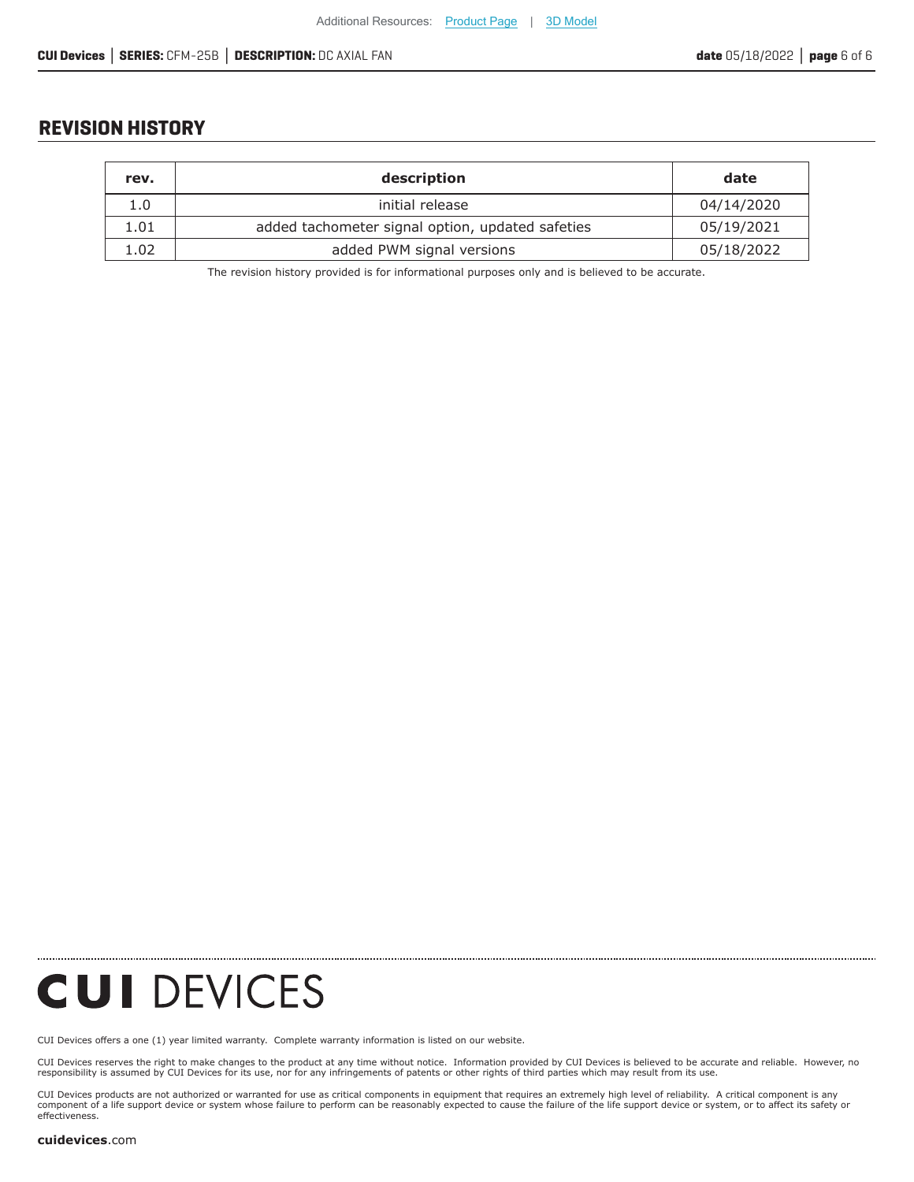## REVISION HISTORY

| rev. | description | date |
|---|---|---|
| 1.0 | initial release | 04/14/2020 |
| 1.01 | added tachometer signal option, updated safeties | 05/19/2021 |
| 1.02 | added PWM signal versions | 05/18/2022 |

The revision history provided is for informational purposes only and is believed to be accurate.

**CUI DEVICES**

CUI Devices offers a one (1) year limited warranty. Complete warranty information is listed on our website.

CUI Devices reserves the right to make changes to the product at any time without notice. Information provided by CUI Devices is believed to be accurate and reliable. However, no responsibility is assumed by CUI Devices for its use, nor for any infringements of patents or other rights of third parties which may result from its use.

CUI Devices products are not authorized or warranted for use as critical components in equipment that requires an extremely high level of reliability. A critical component is any component of a life support device or system whose failure to perform can be reasonably expected to cause the failure of the life support device or system, or to affect its safety or effectiveness.

**cuidevices**.com